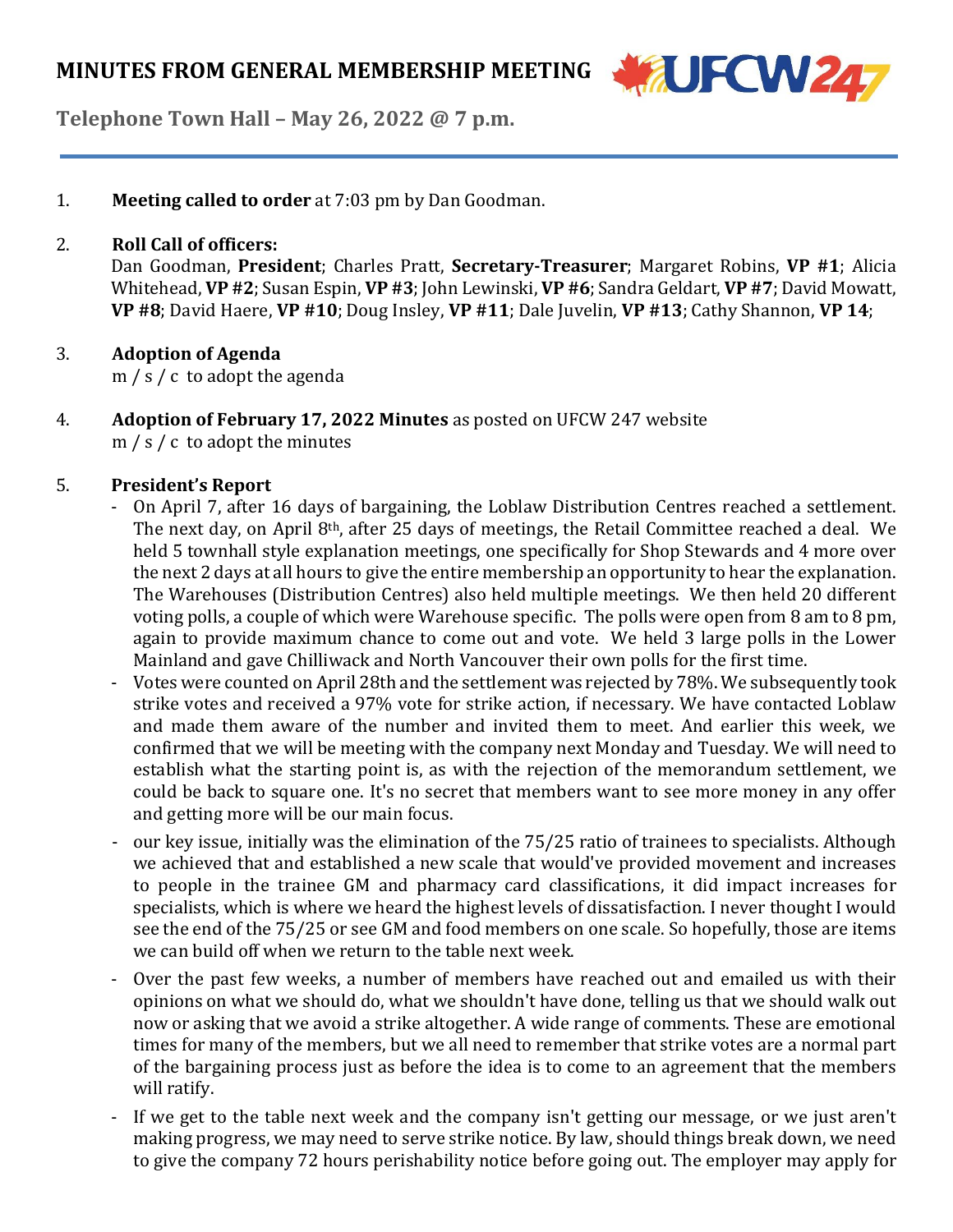# MINUTES FROM GENERAL MEMBERSHIP MEETING

**Telephone Town Hall – May 26, 2022 @ 7 p.m.**

1. **Meeting called to order** at 7:03 pm by Dan Goodman.

2. **Roll Call of officers:**
   Dan Goodman, **President**; Charles Pratt, **Secretary-Treasurer**; Margaret Robins, **VP #1**; Alicia Whitehead, **VP #2**; Susan Espin, **VP #3**; John Lewinski, **VP #6**; Sandra Geldart, **VP #7**; David Mowatt, **VP #8**; David Haere, **VP #10**; Doug Insley, **VP #11**; Dale Juvelin, **VP #13**; Cathy Shannon, **VP 14**;

3. **Adoption of Agenda**
   m / s / c to adopt the agenda

4. **Adoption of February 17, 2022 Minutes** as posted on UFCW 247 website
   m / s / c to adopt the minutes

5. **President's Report**
   - On April 7, after 16 days of bargaining, the Loblaw Distribution Centres reached a settlement. The next day, on April 8th, after 25 days of meetings, the Retail Committee reached a deal. We held 5 townhall style explanation meetings, one specifically for Shop Stewards and 4 more over the next 2 days at all hours to give the entire membership an opportunity to hear the explanation. The Warehouses (Distribution Centres) also held multiple meetings. We then held 20 different voting polls, a couple of which were Warehouse specific. The polls were open from 8 am to 8 pm, again to provide maximum chance to come out and vote. We held 3 large polls in the Lower Mainland and gave Chilliwack and North Vancouver their own polls for the first time.
   - Votes were counted on April 28th and the settlement was rejected by 78%. We subsequently took strike votes and received a 97% vote for strike action, if necessary. We have contacted Loblaw and made them aware of the number and invited them to meet. And earlier this week, we confirmed that we will be meeting with the company next Monday and Tuesday. We will need to establish what the starting point is, as with the rejection of the memorandum settlement, we could be back to square one. It's no secret that members want to see more money in any offer and getting more will be our main focus.
   - our key issue, initially was the elimination of the 75/25 ratio of trainees to specialists. Although we achieved that and established a new scale that would've provided movement and increases to people in the trainee GM and pharmacy card classifications, it did impact increases for specialists, which is where we heard the highest levels of dissatisfaction. I never thought I would see the end of the 75/25 or see GM and food members on one scale. So hopefully, those are items we can build off when we return to the table next week.
   - Over the past few weeks, a number of members have reached out and emailed us with their opinions on what we should do, what we shouldn't have done, telling us that we should walk out now or asking that we avoid a strike altogether. A wide range of comments. These are emotional times for many of the members, but we all need to remember that strike votes are a normal part of the bargaining process just as before the idea is to come to an agreement that the members will ratify.
   - If we get to the table next week and the company isn't getting our message, or we just aren't making progress, we may need to serve strike notice. By law, should things break down, we need to give the company 72 hours perishability notice before going out. The employer may apply for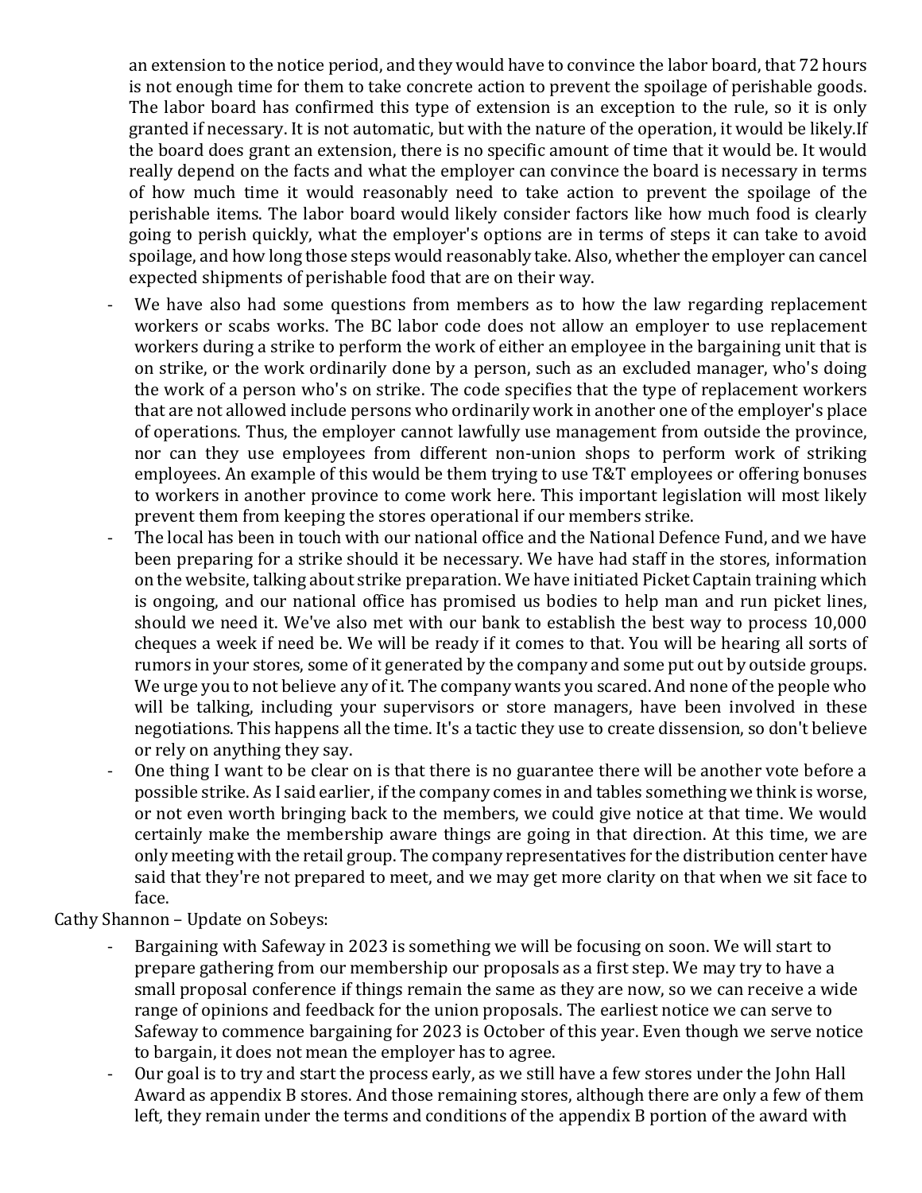an extension to the notice period, and they would have to convince the labor board, that 72 hours is not enough time for them to take concrete action to prevent the spoilage of perishable goods. The labor board has confirmed this type of extension is an exception to the rule, so it is only granted if necessary. It is not automatic, but with the nature of the operation, it would be likely.If the board does grant an extension, there is no specific amount of time that it would be. It would really depend on the facts and what the employer can convince the board is necessary in terms of how much time it would reasonably need to take action to prevent the spoilage of the perishable items. The labor board would likely consider factors like how much food is clearly going to perish quickly, what the employer's options are in terms of steps it can take to avoid spoilage, and how long those steps would reasonably take. Also, whether the employer can cancel expected shipments of perishable food that are on their way.

- We have also had some questions from members as to how the law regarding replacement workers or scabs works. The BC labor code does not allow an employer to use replacement workers during a strike to perform the work of either an employee in the bargaining unit that is on strike, or the work ordinarily done by a person, such as an excluded manager, who's doing the work of a person who's on strike. The code specifies that the type of replacement workers that are not allowed include persons who ordinarily work in another one of the employer's place of operations. Thus, the employer cannot lawfully use management from outside the province, nor can they use employees from different non-union shops to perform work of striking employees. An example of this would be them trying to use T&T employees or offering bonuses to workers in another province to come work here. This important legislation will most likely prevent them from keeping the stores operational if our members strike.
- The local has been in touch with our national office and the National Defence Fund, and we have been preparing for a strike should it be necessary. We have had staff in the stores, information on the website, talking about strike preparation. We have initiated Picket Captain training which is ongoing, and our national office has promised us bodies to help man and run picket lines, should we need it. We've also met with our bank to establish the best way to process 10,000 cheques a week if need be. We will be ready if it comes to that. You will be hearing all sorts of rumors in your stores, some of it generated by the company and some put out by outside groups. We urge you to not believe any of it. The company wants you scared. And none of the people who will be talking, including your supervisors or store managers, have been involved in these negotiations. This happens all the time. It's a tactic they use to create dissension, so don't believe or rely on anything they say.
- One thing I want to be clear on is that there is no guarantee there will be another vote before a possible strike. As I said earlier, if the company comes in and tables something we think is worse, or not even worth bringing back to the members, we could give notice at that time. We would certainly make the membership aware things are going in that direction. At this time, we are only meeting with the retail group. The company representatives for the distribution center have said that they're not prepared to meet, and we may get more clarity on that when we sit face to face.

Cathy Shannon – Update on Sobeys:

- Bargaining with Safeway in 2023 is something we will be focusing on soon. We will start to prepare gathering from our membership our proposals as a first step. We may try to have a small proposal conference if things remain the same as they are now, so we can receive a wide range of opinions and feedback for the union proposals. The earliest notice we can serve to Safeway to commence bargaining for 2023 is October of this year. Even though we serve notice to bargain, it does not mean the employer has to agree.
- Our goal is to try and start the process early, as we still have a few stores under the John Hall Award as appendix B stores. And those remaining stores, although there are only a few of them left, they remain under the terms and conditions of the appendix B portion of the award with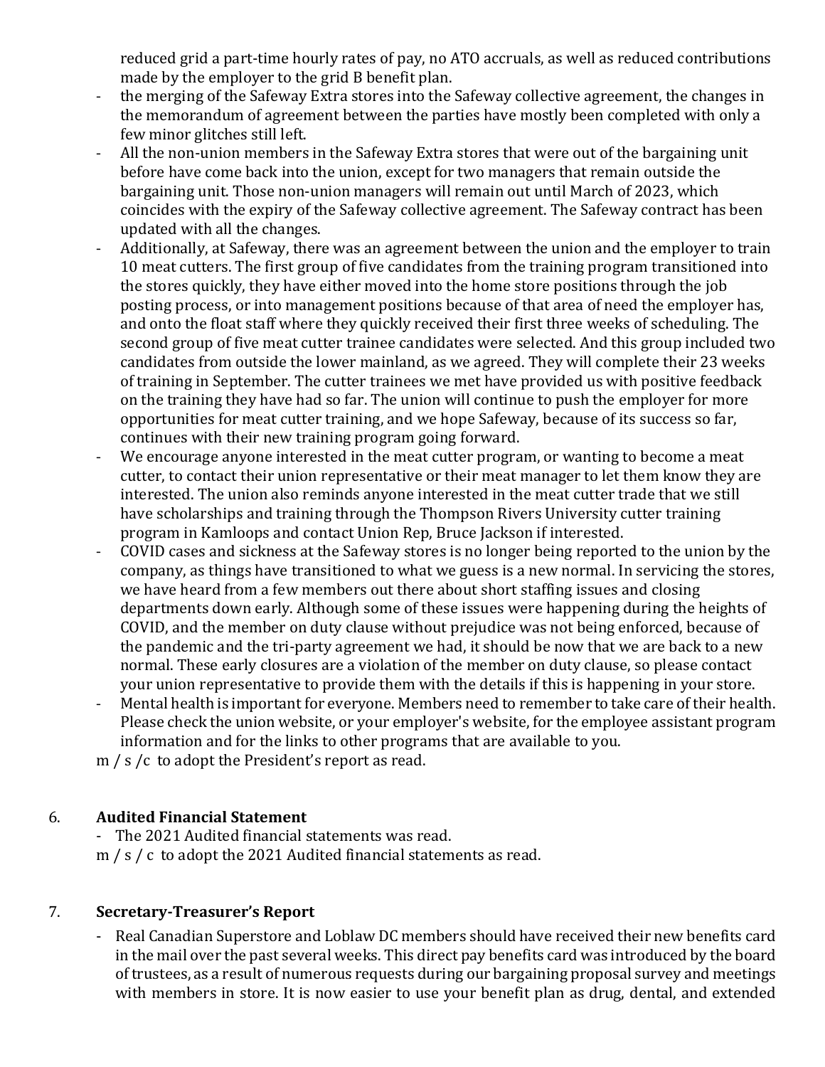reduced grid a part-time hourly rates of pay, no ATO accruals, as well as reduced contributions made by the employer to the grid B benefit plan.

- the merging of the Safeway Extra stores into the Safeway collective agreement, the changes in the memorandum of agreement between the parties have mostly been completed with only a few minor glitches still left.
- All the non-union members in the Safeway Extra stores that were out of the bargaining unit before have come back into the union, except for two managers that remain outside the bargaining unit. Those non-union managers will remain out until March of 2023, which coincides with the expiry of the Safeway collective agreement. The Safeway contract has been updated with all the changes.
- Additionally, at Safeway, there was an agreement between the union and the employer to train 10 meat cutters. The first group of five candidates from the training program transitioned into the stores quickly, they have either moved into the home store positions through the job posting process, or into management positions because of that area of need the employer has, and onto the float staff where they quickly received their first three weeks of scheduling. The second group of five meat cutter trainee candidates were selected. And this group included two candidates from outside the lower mainland, as we agreed. They will complete their 23 weeks of training in September. The cutter trainees we met have provided us with positive feedback on the training they have had so far. The union will continue to push the employer for more opportunities for meat cutter training, and we hope Safeway, because of its success so far, continues with their new training program going forward.
- We encourage anyone interested in the meat cutter program, or wanting to become a meat cutter, to contact their union representative or their meat manager to let them know they are interested. The union also reminds anyone interested in the meat cutter trade that we still have scholarships and training through the Thompson Rivers University cutter training program in Kamloops and contact Union Rep, Bruce Jackson if interested.
- COVID cases and sickness at the Safeway stores is no longer being reported to the union by the company, as things have transitioned to what we guess is a new normal. In servicing the stores, we have heard from a few members out there about short staffing issues and closing departments down early. Although some of these issues were happening during the heights of COVID, and the member on duty clause without prejudice was not being enforced, because of the pandemic and the tri-party agreement we had, it should be now that we are back to a new normal. These early closures are a violation of the member on duty clause, so please contact your union representative to provide them with the details if this is happening in your store.
- Mental health is important for everyone. Members need to remember to take care of their health. Please check the union website, or your employer's website, for the employee assistant program information and for the links to other programs that are available to you.

m / s /c to adopt the President's report as read.

## 6. Audited Financial Statement

- The 2021 Audited financial statements was read.

m / s / c to adopt the 2021 Audited financial statements as read.

## 7. Secretary-Treasurer's Report

- Real Canadian Superstore and Loblaw DC members should have received their new benefits card in the mail over the past several weeks. This direct pay benefits card was introduced by the board of trustees, as a result of numerous requests during our bargaining proposal survey and meetings with members in store. It is now easier to use your benefit plan as drug, dental, and extended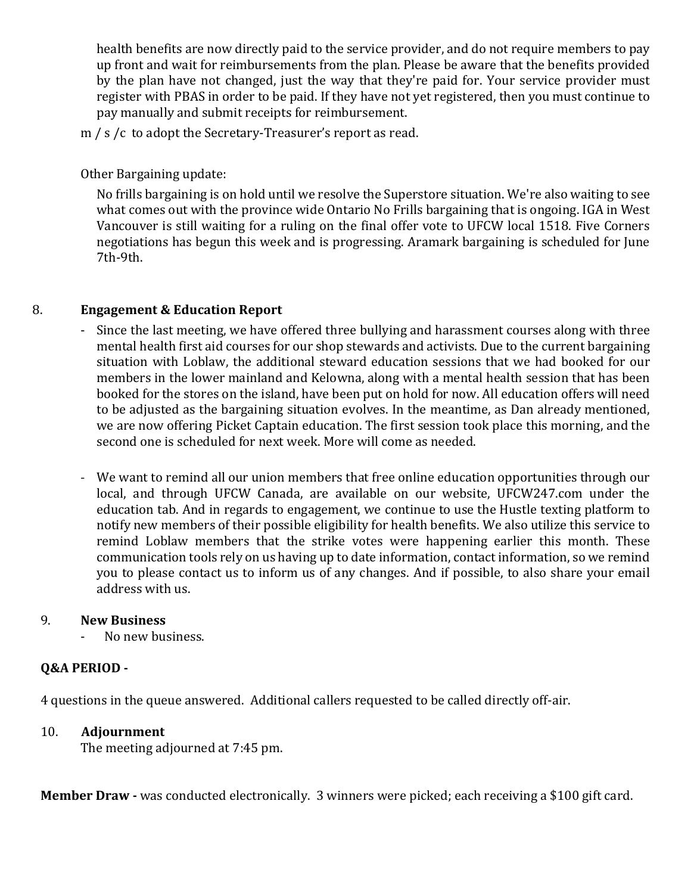health benefits are now directly paid to the service provider, and do not require members to pay up front and wait for reimbursements from the plan. Please be aware that the benefits provided by the plan have not changed, just the way that they're paid for. Your service provider must register with PBAS in order to be paid. If they have not yet registered, then you must continue to pay manually and submit receipts for reimbursement.

m / s /c to adopt the Secretary-Treasurer's report as read.

Other Bargaining update:

No frills bargaining is on hold until we resolve the Superstore situation. We're also waiting to see what comes out with the province wide Ontario No Frills bargaining that is ongoing. IGA in West Vancouver is still waiting for a ruling on the final offer vote to UFCW local 1518. Five Corners negotiations has begun this week and is progressing. Aramark bargaining is scheduled for June 7th-9th.

8. **Engagement & Education Report**

- Since the last meeting, we have offered three bullying and harassment courses along with three mental health first aid courses for our shop stewards and activists. Due to the current bargaining situation with Loblaw, the additional steward education sessions that we had booked for our members in the lower mainland and Kelowna, along with a mental health session that has been booked for the stores on the island, have been put on hold for now. All education offers will need to be adjusted as the bargaining situation evolves. In the meantime, as Dan already mentioned, we are now offering Picket Captain education. The first session took place this morning, and the second one is scheduled for next week. More will come as needed.

- We want to remind all our union members that free online education opportunities through our local, and through UFCW Canada, are available on our website, UFCW247.com under the education tab. And in regards to engagement, we continue to use the Hustle texting platform to notify new members of their possible eligibility for health benefits. We also utilize this service to remind Loblaw members that the strike votes were happening earlier this month. These communication tools rely on us having up to date information, contact information, so we remind you to please contact us to inform us of any changes. And if possible, to also share your email address with us.

9. **New Business**
   - No new business.

**Q&A PERIOD -**

4 questions in the queue answered. Additional callers requested to be called directly off-air.

10. **Adjournment**
    The meeting adjourned at 7:45 pm.

**Member Draw -** was conducted electronically. 3 winners were picked; each receiving a $100 gift card.